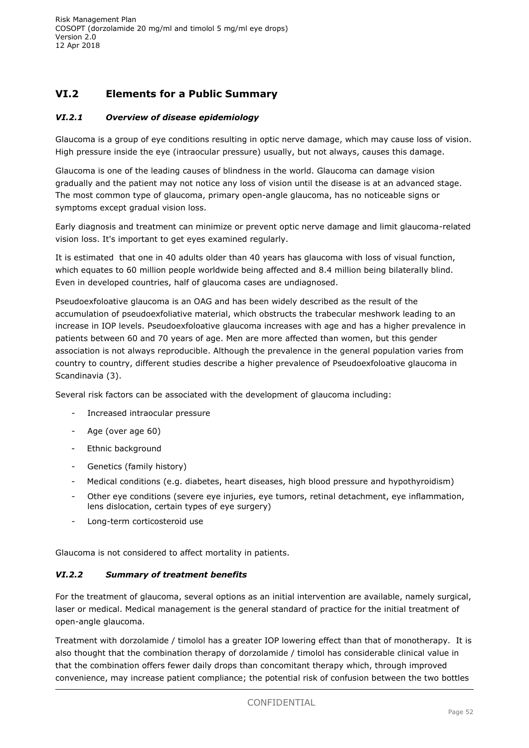## VI.2 Elements for a Public Summary

### *VI.2.1 Overview of disease epidemiology*

Glaucoma is a group of eye conditions resulting in optic nerve damage, which may cause loss of vision. High pressure inside the eye (intraocular pressure) usually, but not always, causes this damage.

Glaucoma is one of the leading causes of blindness in the world. Glaucoma can damage vision gradually and the patient may not notice any loss of vision until the disease is at an advanced stage. The most common type of glaucoma, primary open-angle glaucoma, has no noticeable signs or symptoms except gradual vision loss.

Early diagnosis and treatment can minimize or prevent optic nerve damage and limit glaucoma-related vision loss. It's important to get eyes examined regularly.

It is estimated that one in 40 adults older than 40 years has glaucoma with loss of visual function, which equates to 60 million people worldwide being affected and 8.4 million being bilaterally blind. Even in developed countries, half of glaucoma cases are undiagnosed.

Pseudoexfoloative glaucoma is an OAG and has been widely described as the result of the accumulation of pseudoexfoliative material, which obstructs the trabecular meshwork leading to an increase in IOP levels. Pseudoexfoloative glaucoma increases with age and has a higher prevalence in patients between 60 and 70 years of age. Men are more affected than women, but this gender association is not always reproducible. Although the prevalence in the general population varies from country to country, different studies describe a higher prevalence of Pseudoexfoloative glaucoma in Scandinavia (3).

Several risk factors can be associated with the development of glaucoma including:

- Increased intraocular pressure
- Age (over age 60)
- Ethnic background
- Genetics (family history)
- Medical conditions (e.g. diabetes, heart diseases, high blood pressure and hypothyroidism)
- Other eye conditions (severe eye injuries, eye tumors, retinal detachment, eye inflammation, lens dislocation, certain types of eye surgery)
- Long-term corticosteroid use

Glaucoma is not considered to affect mortality in patients.

### *VI.2.2 Summary of treatment benefits*

For the treatment of glaucoma, several options as an initial intervention are available, namely surgical, laser or medical. Medical management is the general standard of practice for the initial treatment of open-angle glaucoma.

Treatment with dorzolamide / timolol has a greater IOP lowering effect than that of monotherapy. It is also thought that the combination therapy of dorzolamide / timolol has considerable clinical value in that the combination offers fewer daily drops than concomitant therapy which, through improved convenience, may increase patient compliance; the potential risk of confusion between the two bottles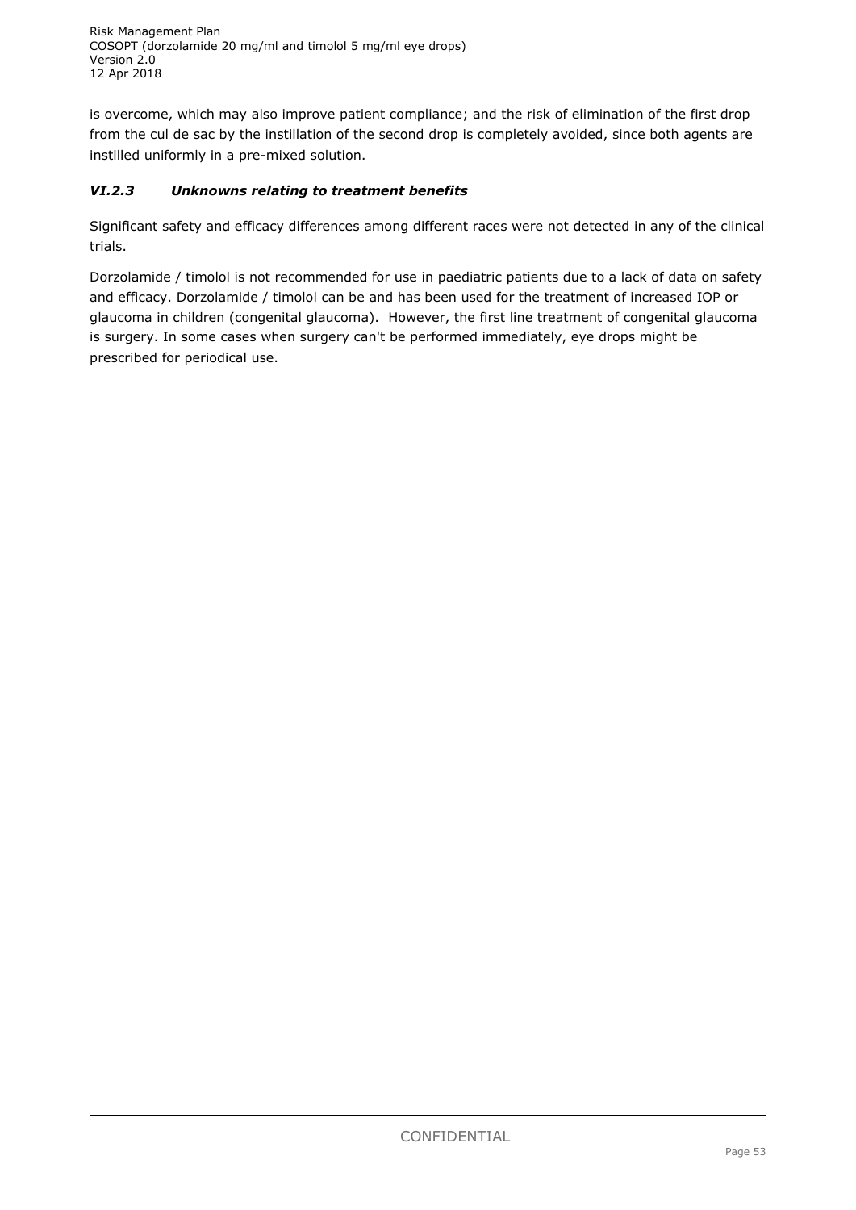is overcome, which may also improve patient compliance; and the risk of elimination of the first drop from the cul de sac by the instillation of the second drop is completely avoided, since both agents are instilled uniformly in a pre-mixed solution.

### *VI.2.3 Unknowns relating to treatment benefits*

Significant safety and efficacy differences among different races were not detected in any of the clinical trials.

Dorzolamide / timolol is not recommended for use in paediatric patients due to a lack of data on safety and efficacy. Dorzolamide / timolol can be and has been used for the treatment of increased IOP or glaucoma in children (congenital glaucoma). However, the first line treatment of congenital glaucoma is surgery. In some cases when surgery can't be performed immediately, eye drops might be prescribed for periodical use.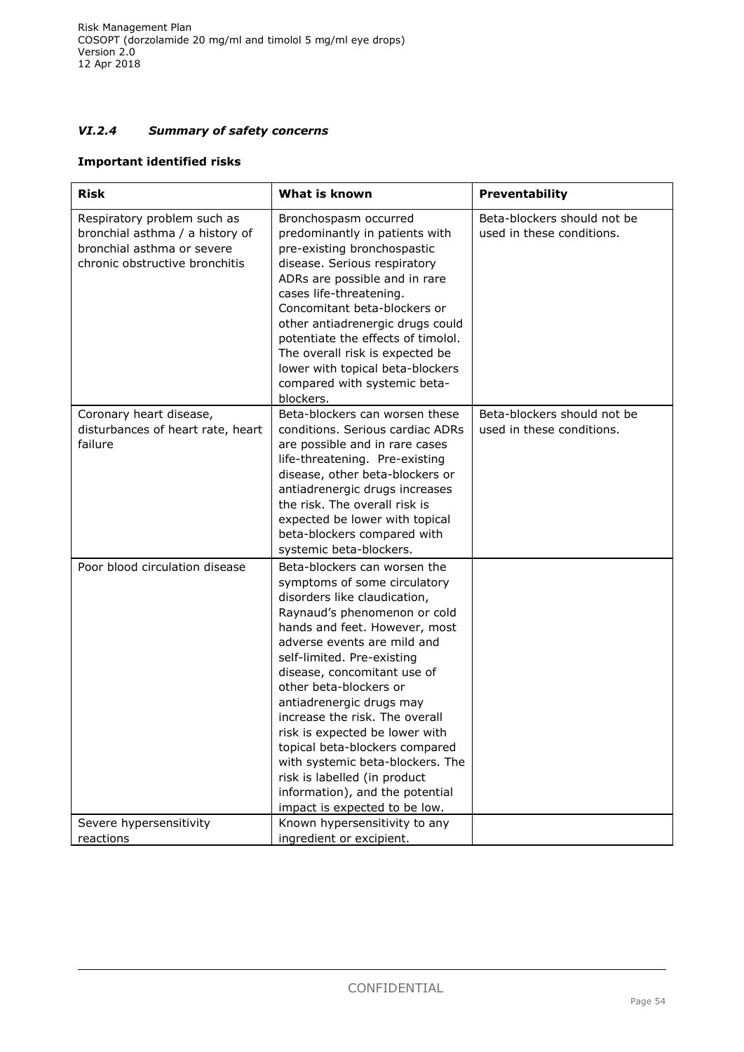### *VI.2.4 Summary of safety concerns*

**Important identified risks**

| Risk | What is known | Preventability |
|---|---|---|
| Respiratory problem such as bronchial asthma / a history of bronchial asthma or severe chronic obstructive bronchitis | Bronchospasm occurred predominantly in patients with pre-existing bronchospastic disease. Serious respiratory ADRs are possible and in rare cases life-threatening. Concomitant beta-blockers or other antiadrenergic drugs could potentiate the effects of timolol. The overall risk is expected be lower with topical beta-blockers compared with systemic beta-blockers. | Beta-blockers should not be used in these conditions. |
| Coronary heart disease, disturbances of heart rate, heart failure | Beta-blockers can worsen these conditions. Serious cardiac ADRs are possible and in rare cases life-threatening. Pre-existing disease, other beta-blockers or antiadrenergic drugs increases the risk. The overall risk is expected be lower with topical beta-blockers compared with systemic beta-blockers. | Beta-blockers should not be used in these conditions. |
| Poor blood circulation disease | Beta-blockers can worsen the symptoms of some circulatory disorders like claudication, Raynaud's phenomenon or cold hands and feet. However, most adverse events are mild and self-limited. Pre-existing disease, concomitant use of other beta-blockers or antiadrenergic drugs may increase the risk. The overall risk is expected be lower with topical beta-blockers compared with systemic beta-blockers. The risk is labelled (in product information), and the potential impact is expected to be low. | |
| Severe hypersensitivity reactions | Known hypersensitivity to any ingredient or excipient. | |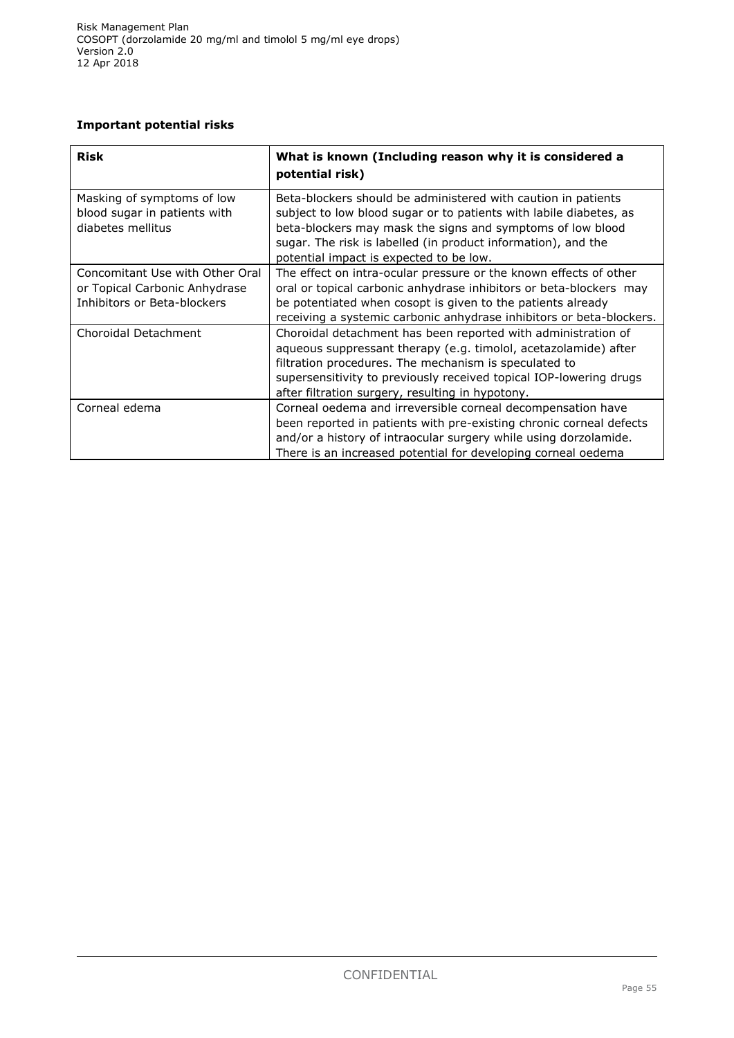**Important potential risks**

| **Risk** | **What is known (Including reason why it is considered a potential risk)** |
|---|---|
| Masking of symptoms of low blood sugar in patients with diabetes mellitus | Beta-blockers should be administered with caution in patients subject to low blood sugar or to patients with labile diabetes, as beta-blockers may mask the signs and symptoms of low blood sugar. The risk is labelled (in product information), and the potential impact is expected to be low. |
| Concomitant Use with Other Oral or Topical Carbonic Anhydrase Inhibitors or Beta-blockers | The effect on intra-ocular pressure or the known effects of other oral or topical carbonic anhydrase inhibitors or beta-blockers may be potentiated when cosopt is given to the patients already receiving a systemic carbonic anhydrase inhibitors or beta-blockers. |
| Choroidal Detachment | Choroidal detachment has been reported with administration of aqueous suppressant therapy (e.g. timolol, acetazolamide) after filtration procedures. The mechanism is speculated to supersensitivity to previously received topical IOP-lowering drugs after filtration surgery, resulting in hypotony. |
| Corneal edema | Corneal oedema and irreversible corneal decompensation have been reported in patients with pre-existing chronic corneal defects and/or a history of intraocular surgery while using dorzolamide. There is an increased potential for developing corneal oedema |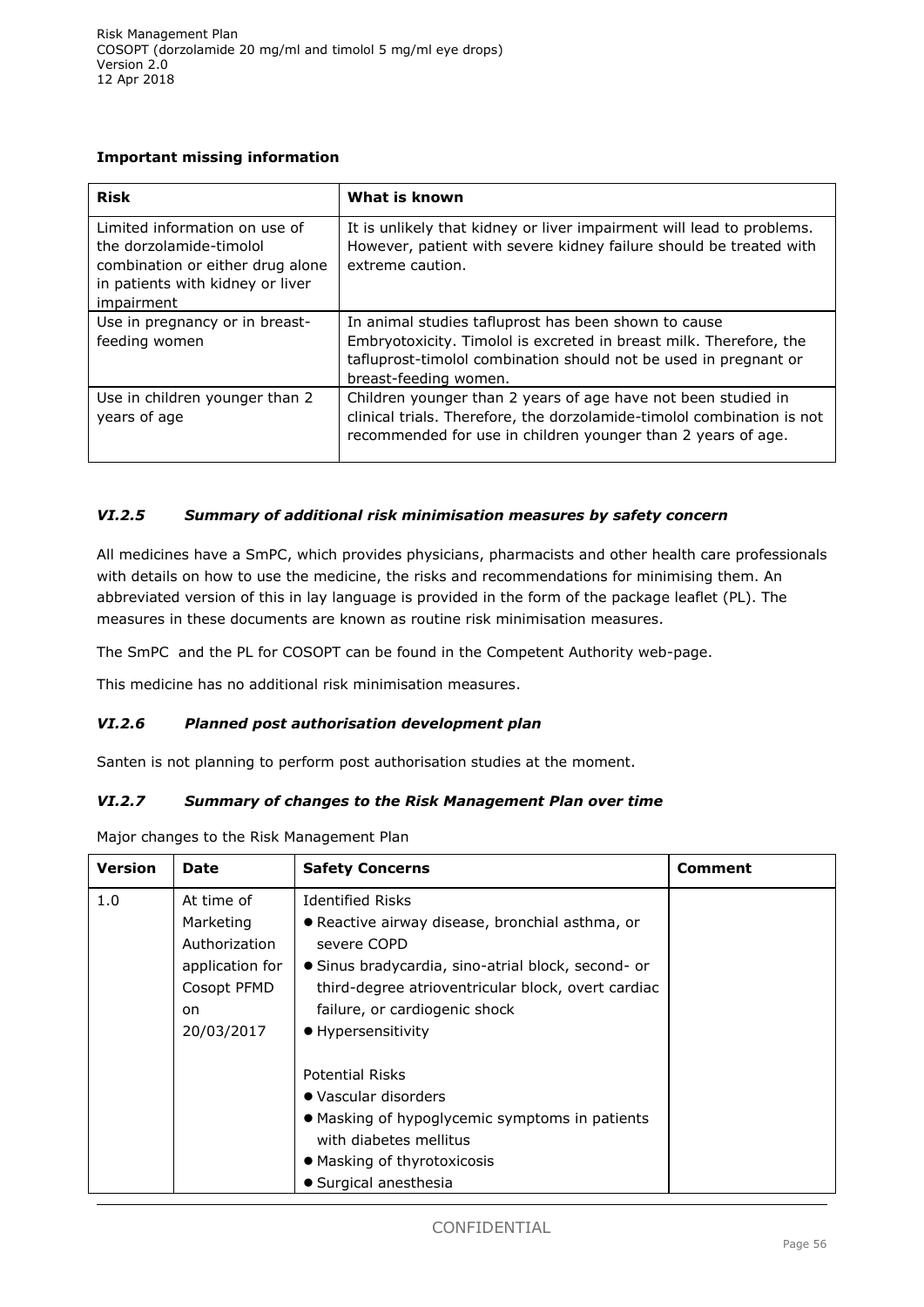**Important missing information**

| Risk | What is known |
|---|---|
| Limited information on use of the dorzolamide-timolol combination or either drug alone in patients with kidney or liver impairment | It is unlikely that kidney or liver impairment will lead to problems. However, patient with severe kidney failure should be treated with extreme caution. |
| Use in pregnancy or in breast-feeding women | In animal studies tafluprost has been shown to cause Embryotoxicity. Timolol is excreted in breast milk. Therefore, the tafluprost-timolol combination should not be used in pregnant or breast-feeding women. |
| Use in children younger than 2 years of age | Children younger than 2 years of age have not been studied in clinical trials. Therefore, the dorzolamide-timolol combination is not recommended for use in children younger than 2 years of age. |

### *VI.2.5 Summary of additional risk minimisation measures by safety concern*

All medicines have a SmPC, which provides physicians, pharmacists and other health care professionals with details on how to use the medicine, the risks and recommendations for minimising them. An abbreviated version of this in lay language is provided in the form of the package leaflet (PL). The measures in these documents are known as routine risk minimisation measures.

The SmPC and the PL for COSOPT can be found in the Competent Authority web-page.

This medicine has no additional risk minimisation measures.

### *VI.2.6 Planned post authorisation development plan*

Santen is not planning to perform post authorisation studies at the moment.

### *VI.2.7 Summary of changes to the Risk Management Plan over time*

Major changes to the Risk Management Plan

| Version | Date | Safety Concerns | Comment |
|---|---|---|---|
| 1.0 | At time of Marketing Authorization application for Cosopt PFMD on 20/03/2017 | Identified Risks<br>● Reactive airway disease, bronchial asthma, or severe COPD<br>● Sinus bradycardia, sino-atrial block, second- or third-degree atrioventricular block, overt cardiac failure, or cardiogenic shock<br>● Hypersensitivity<br><br>Potential Risks<br>● Vascular disorders<br>● Masking of hypoglycemic symptoms in patients with diabetes mellitus<br>● Masking of thyrotoxicosis<br>● Surgical anesthesia | |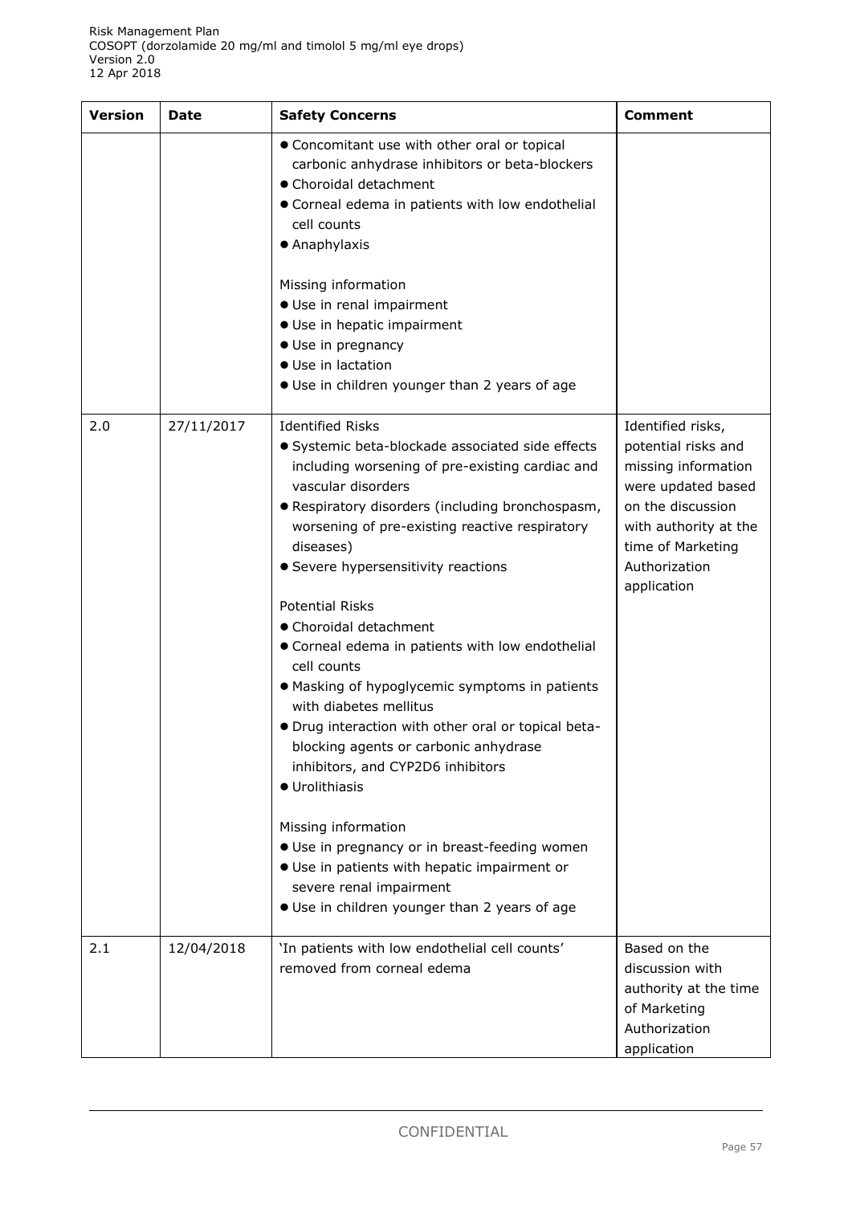| Version | Date | Safety Concerns | Comment |
|---|---|---|---|
| | | • Concomitant use with other oral or topical carbonic anhydrase inhibitors or beta-blockers<br>• Choroidal detachment<br>• Corneal edema in patients with low endothelial cell counts<br>• Anaphylaxis<br><br>Missing information<br>• Use in renal impairment<br>• Use in hepatic impairment<br>• Use in pregnancy<br>• Use in lactation<br>• Use in children younger than 2 years of age | |
| 2.0 | 27/11/2017 | Identified Risks<br>• Systemic beta-blockade associated side effects including worsening of pre-existing cardiac and vascular disorders<br>• Respiratory disorders (including bronchospasm, worsening of pre-existing reactive respiratory diseases)<br>• Severe hypersensitivity reactions<br><br>Potential Risks<br>• Choroidal detachment<br>• Corneal edema in patients with low endothelial cell counts<br>• Masking of hypoglycemic symptoms in patients with diabetes mellitus<br>• Drug interaction with other oral or topical beta-blocking agents or carbonic anhydrase inhibitors, and CYP2D6 inhibitors<br>• Urolithiasis<br><br>Missing information<br>• Use in pregnancy or in breast-feeding women<br>• Use in patients with hepatic impairment or severe renal impairment<br>• Use in children younger than 2 years of age | Identified risks, potential risks and missing information were updated based on the discussion with authority at the time of Marketing Authorization application |
| 2.1 | 12/04/2018 | 'In patients with low endothelial cell counts' removed from corneal edema | Based on the discussion with authority at the time of Marketing Authorization application |